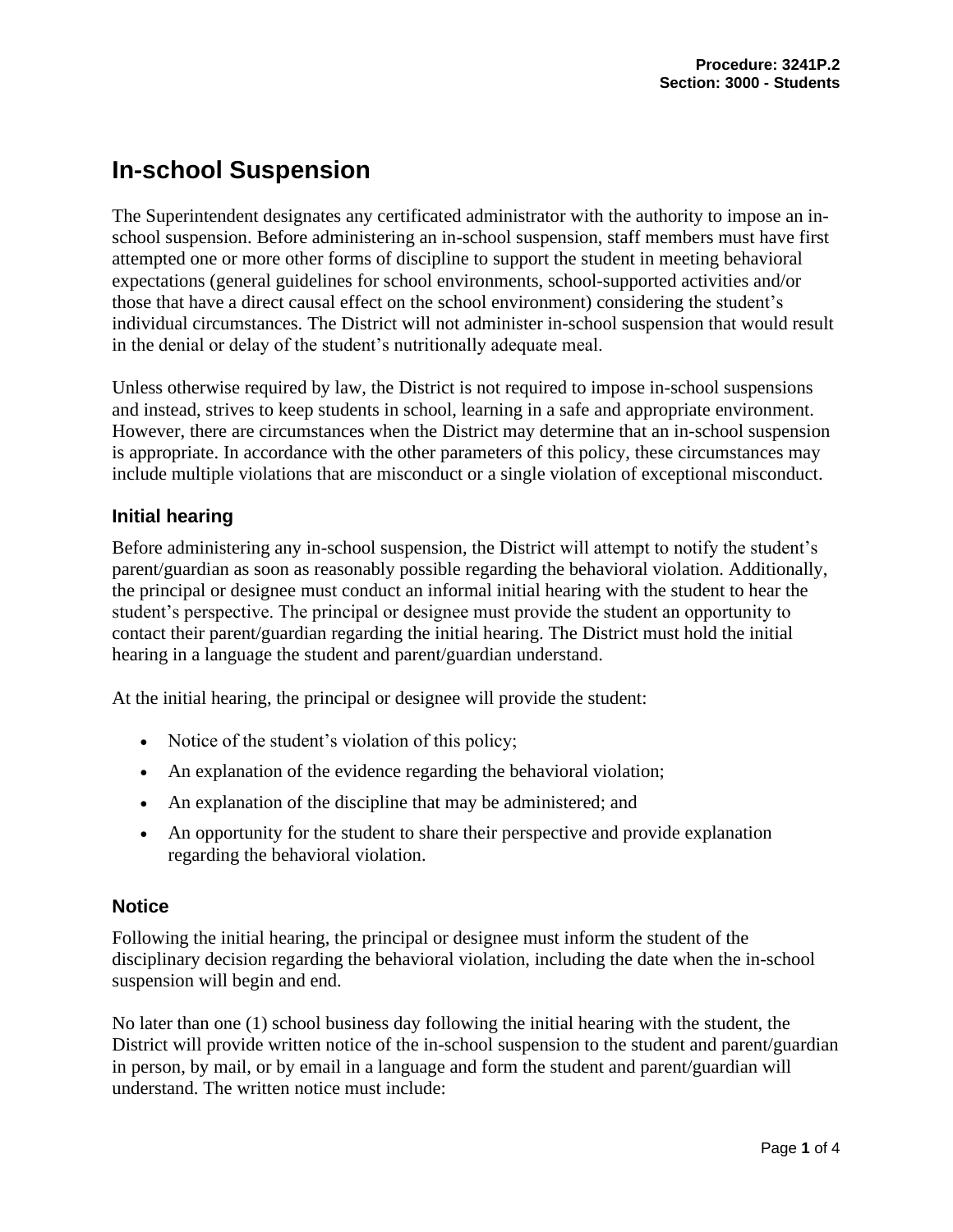# In-school Suspension

The Superintendent designates any certificated administrator with the authority to impose an in-school suspension. Before administering an in-school suspension, staff members must have first attempted one or more other forms of discipline to support the student in meeting behavioral expectations (general guidelines for school environments, school-supported activities and/or those that have a direct causal effect on the school environment) considering the student's individual circumstances. The District will not administer in-school suspension that would result in the denial or delay of the student's nutritionally adequate meal.

Unless otherwise required by law, the District is not required to impose in-school suspensions and instead, strives to keep students in school, learning in a safe and appropriate environment. However, there are circumstances when the District may determine that an in-school suspension is appropriate. In accordance with the other parameters of this policy, these circumstances may include multiple violations that are misconduct or a single violation of exceptional misconduct.

## Initial hearing

Before administering any in-school suspension, the District will attempt to notify the student's parent/guardian as soon as reasonably possible regarding the behavioral violation. Additionally, the principal or designee must conduct an informal initial hearing with the student to hear the student's perspective. The principal or designee must provide the student an opportunity to contact their parent/guardian regarding the initial hearing. The District must hold the initial hearing in a language the student and parent/guardian understand.

At the initial hearing, the principal or designee will provide the student:

- Notice of the student's violation of this policy;
- An explanation of the evidence regarding the behavioral violation;
- An explanation of the discipline that may be administered; and
- An opportunity for the student to share their perspective and provide explanation regarding the behavioral violation.

## Notice

Following the initial hearing, the principal or designee must inform the student of the disciplinary decision regarding the behavioral violation, including the date when the in-school suspension will begin and end.

No later than one (1) school business day following the initial hearing with the student, the District will provide written notice of the in-school suspension to the student and parent/guardian in person, by mail, or by email in a language and form the student and parent/guardian will understand. The written notice must include: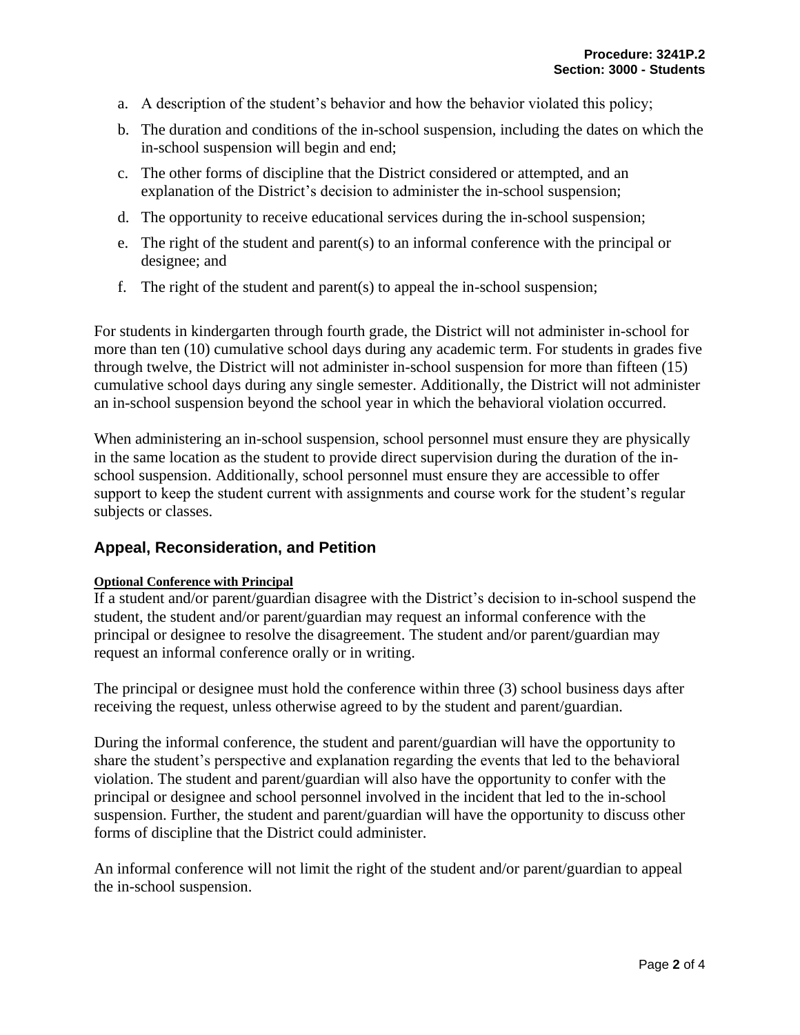a. A description of the student's behavior and how the behavior violated this policy;

b. The duration and conditions of the in-school suspension, including the dates on which the in-school suspension will begin and end;

c. The other forms of discipline that the District considered or attempted, and an explanation of the District's decision to administer the in-school suspension;

d. The opportunity to receive educational services during the in-school suspension;

e. The right of the student and parent(s) to an informal conference with the principal or designee; and

f. The right of the student and parent(s) to appeal the in-school suspension;

For students in kindergarten through fourth grade, the District will not administer in-school for more than ten (10) cumulative school days during any academic term. For students in grades five through twelve, the District will not administer in-school suspension for more than fifteen (15) cumulative school days during any single semester. Additionally, the District will not administer an in-school suspension beyond the school year in which the behavioral violation occurred.

When administering an in-school suspension, school personnel must ensure they are physically in the same location as the student to provide direct supervision during the duration of the in-school suspension. Additionally, school personnel must ensure they are accessible to offer support to keep the student current with assignments and course work for the student's regular subjects or classes.

## Appeal, Reconsideration, and Petition

**Optional Conference with Principal**

If a student and/or parent/guardian disagree with the District's decision to in-school suspend the student, the student and/or parent/guardian may request an informal conference with the principal or designee to resolve the disagreement. The student and/or parent/guardian may request an informal conference orally or in writing.

The principal or designee must hold the conference within three (3) school business days after receiving the request, unless otherwise agreed to by the student and parent/guardian.

During the informal conference, the student and parent/guardian will have the opportunity to share the student's perspective and explanation regarding the events that led to the behavioral violation. The student and parent/guardian will also have the opportunity to confer with the principal or designee and school personnel involved in the incident that led to the in-school suspension. Further, the student and parent/guardian will have the opportunity to discuss other forms of discipline that the District could administer.

An informal conference will not limit the right of the student and/or parent/guardian to appeal the in-school suspension.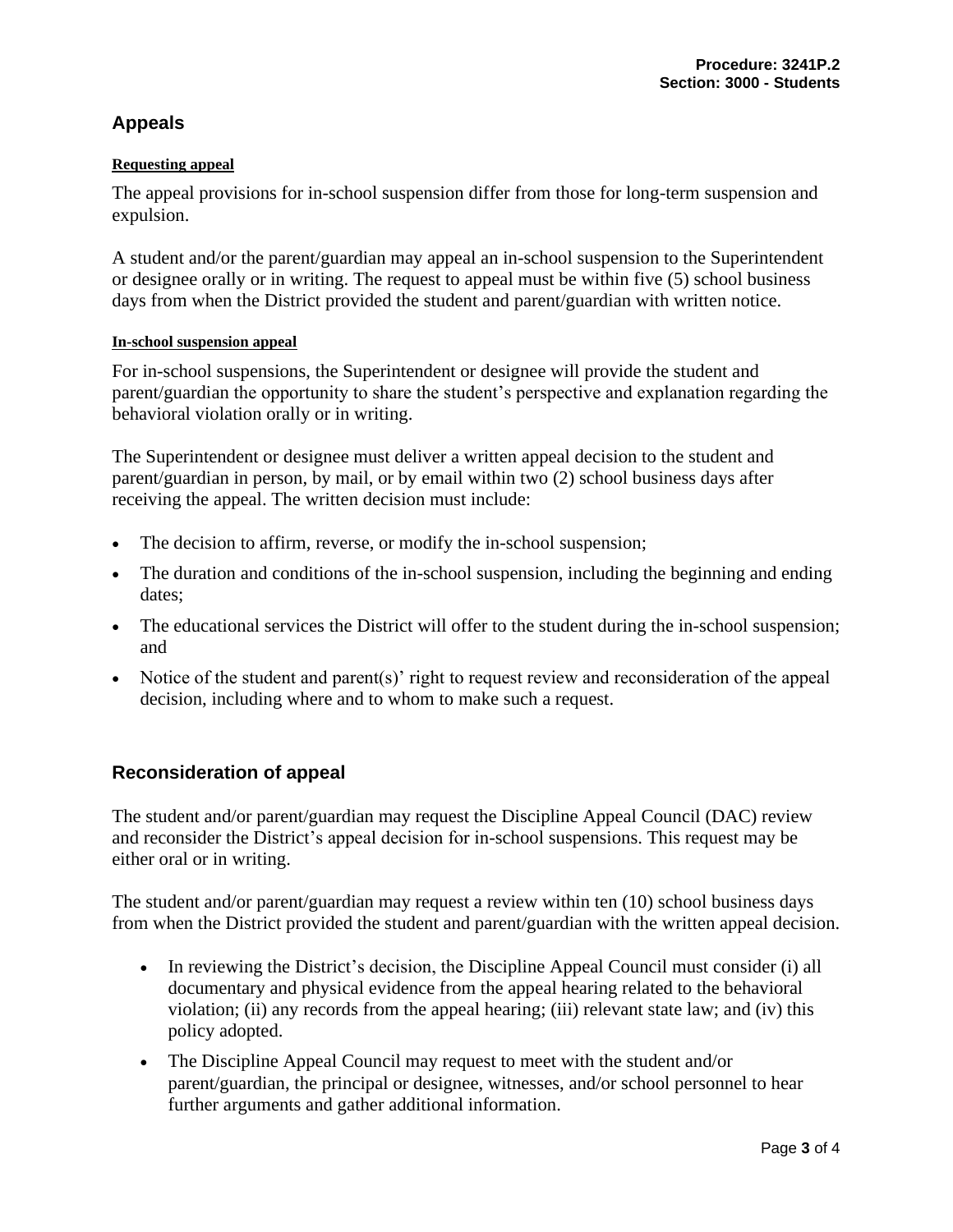## Appeals

#### Requesting appeal

The appeal provisions for in-school suspension differ from those for long-term suspension and expulsion.

A student and/or the parent/guardian may appeal an in-school suspension to the Superintendent or designee orally or in writing. The request to appeal must be within five (5) school business days from when the District provided the student and parent/guardian with written notice.

#### In-school suspension appeal

For in-school suspensions, the Superintendent or designee will provide the student and parent/guardian the opportunity to share the student's perspective and explanation regarding the behavioral violation orally or in writing.

The Superintendent or designee must deliver a written appeal decision to the student and parent/guardian in person, by mail, or by email within two (2) school business days after receiving the appeal. The written decision must include:

- The decision to affirm, reverse, or modify the in-school suspension;
- The duration and conditions of the in-school suspension, including the beginning and ending dates;
- The educational services the District will offer to the student during the in-school suspension; and
- Notice of the student and parent(s)' right to request review and reconsideration of the appeal decision, including where and to whom to make such a request.

## Reconsideration of appeal

The student and/or parent/guardian may request the Discipline Appeal Council (DAC) review and reconsider the District's appeal decision for in-school suspensions. This request may be either oral or in writing.

The student and/or parent/guardian may request a review within ten (10) school business days from when the District provided the student and parent/guardian with the written appeal decision.

- In reviewing the District's decision, the Discipline Appeal Council must consider (i) all documentary and physical evidence from the appeal hearing related to the behavioral violation; (ii) any records from the appeal hearing; (iii) relevant state law; and (iv) this policy adopted.
- The Discipline Appeal Council may request to meet with the student and/or parent/guardian, the principal or designee, witnesses, and/or school personnel to hear further arguments and gather additional information.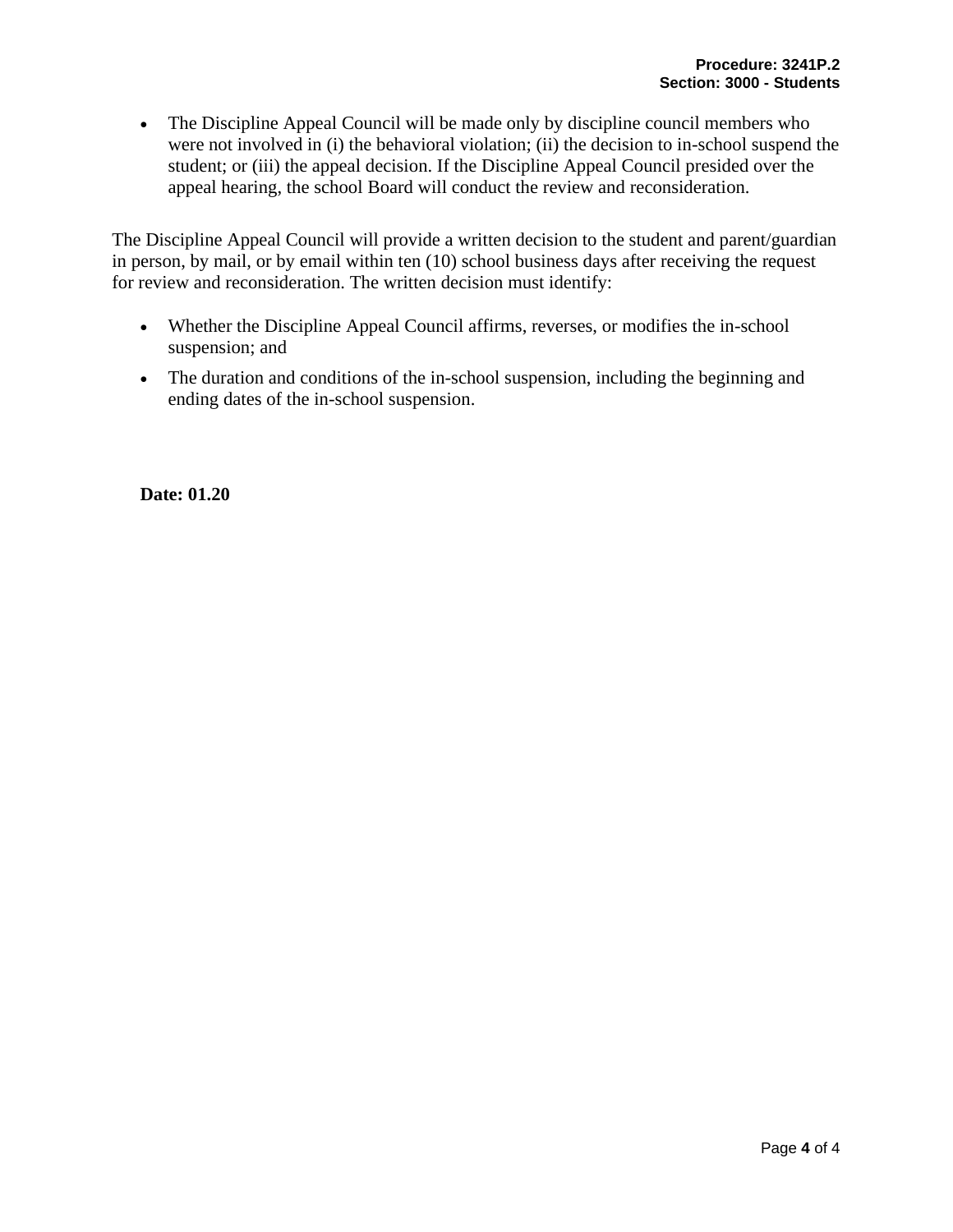- The Discipline Appeal Council will be made only by discipline council members who were not involved in (i) the behavioral violation; (ii) the decision to in-school suspend the student; or (iii) the appeal decision. If the Discipline Appeal Council presided over the appeal hearing, the school Board will conduct the review and reconsideration.

The Discipline Appeal Council will provide a written decision to the student and parent/guardian in person, by mail, or by email within ten (10) school business days after receiving the request for review and reconsideration. The written decision must identify:

- Whether the Discipline Appeal Council affirms, reverses, or modifies the in-school suspension; and
- The duration and conditions of the in-school suspension, including the beginning and ending dates of the in-school suspension.

**Date: 01.20**